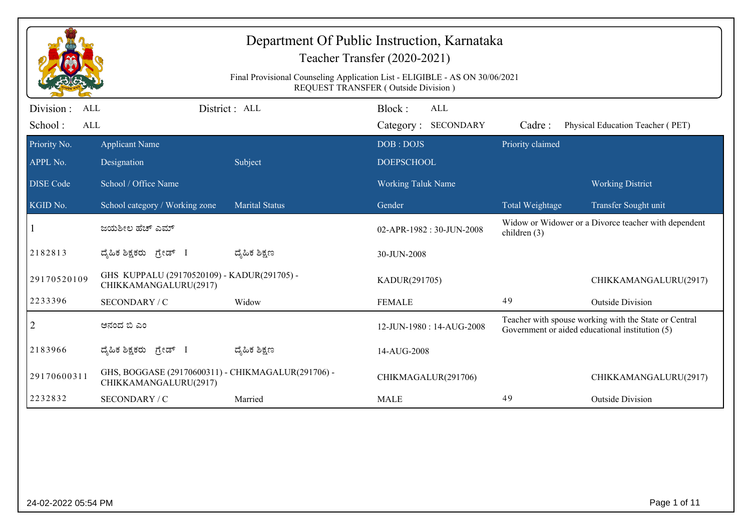# Department Of Public Instruction, Karnataka

## Teacher Transfer (2020-2021)

Final Provisional Counseling Application List - ELIGIBLE - AS ON 30/06/2021
REQUEST TRANSFER ( Outside Division )

Division : ALL | District : ALL | Block : ALL
School : ALL | Category : SECONDARY | Cadre : Physical Education Teacher ( PET)

| Priority No. / APPL No. / DISE Code / KGID No. | Applicant Name / Designation / School / Office Name / School category / Working zone | Subject / Marital Status | DOB : DOJS / DOEPSCHOOL / Working Taluk Name / Gender | Priority claimed / Total Weightage | Working District / Transfer Sought unit |
|---|---|---|---|---|---|
| 1 | ಜಯಶೀಲ ಹೆಚ್ ಎಮ್ | | 02-APR-1982 : 30-JUN-2008 | Widow or Widower or a Divorce teacher with dependent children (3) | |
| 2182813 | ದೈಹಿಕ ಶಿಕ್ಷಕರು ಗ್ರೇಡ್ I | ದೈಹಿಕ ಶಿಕ್ಷಣ | 30-JUN-2008 | | |
| 29170520109 | GHS KUPPALU (29170520109) - KADUR(291705) - CHIKKAMANGALURU(2917) | | KADUR(291705) | | CHIKKAMANGALURU(2917) |
| 2233396 | SECONDARY / C | Widow | FEMALE | 49 | Outside Division |
| 2 | ಆನಂದ ಬಿ ಎಂ | | 12-JUN-1980 : 14-AUG-2008 | Teacher with spouse working with the State or Central Government or aided educational institution (5) | |
| 2183966 | ದೈಹಿಕ ಶಿಕ್ಷಕರು ಗ್ರೇಡ್ I | ದೈಹಿಕ ಶಿಕ್ಷಣ | 14-AUG-2008 | | |
| 29170600311 | GHS, BOGGASE (29170600311) - CHIKMAGALUR(291706) - CHIKKAMANGALURU(2917) | | CHIKMAGALUR(291706) | | CHIKKAMANGALURU(2917) |
| 2232832 | SECONDARY / C | Married | MALE | 49 | Outside Division |

24-02-2022 05:54 PM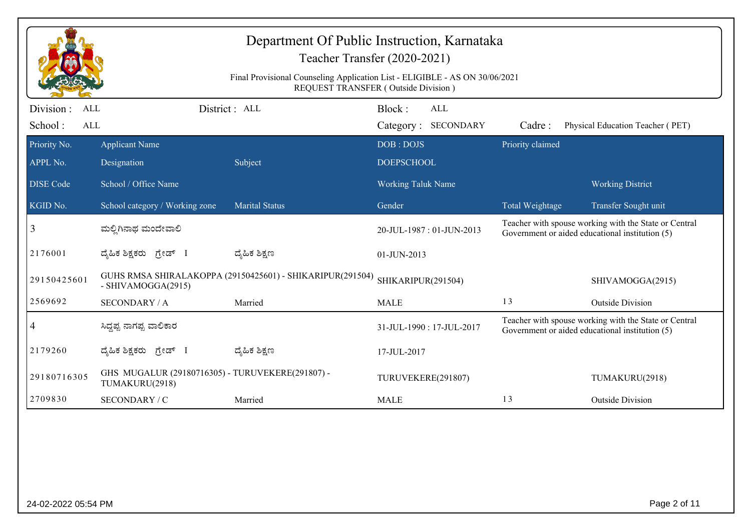# Department Of Public Instruction, Karnataka

## Teacher Transfer (2020-2021)

Final Provisional Counseling Application List - ELIGIBLE - AS ON 30/06/2021

REQUEST TRANSFER ( Outside Division )

Division : ALL &nbsp;&nbsp;&nbsp; District : ALL &nbsp;&nbsp;&nbsp; Block : ALL

School : ALL &nbsp;&nbsp;&nbsp; Category : SECONDARY &nbsp;&nbsp;&nbsp; Cadre : Physical Education Teacher ( PET)

| Priority No. / APPL No. / DISE Code / KGID No. | Applicant Name / Designation / School / Office Name / School category / Working zone | Subject / Marital Status | DOB : DOJS / DOEPSCHOOL / Working Taluk Name / Gender | Priority claimed / Total Weightage | Working District / Transfer Sought unit |
|---|---|---|---|---|---|
| 3 | ಮಲ್ಲಿಗಿನಾಥ ಮಂದೇವಾಲಿ | | 20-JUL-1987 : 01-JUN-2013 | Teacher with spouse working with the State or Central Government or aided educational institution (5) | |
| 2176001 | ದೈಹಿಕ ಶಿಕ್ಷಕರು ಗ್ರೇಡ್ I | ದೈಹಿಕ ಶಿಕ್ಷಣ | 01-JUN-2013 | | |
| 29150425601 | GUHS RMSA SHIRALAKOPPA (29150425601) - SHIKARIPUR(291504) - SHIVAMOGGA(2915) | | SHIKARIPUR(291504) | | SHIVAMOGGA(2915) |
| 2569692 | SECONDARY / A | Married | MALE | 13 | Outside Division |
| 4 | ಸಿದ್ದಪ್ಪ ನಾಗಪ್ಪ ವಾಲಿಕಾರ | | 31-JUL-1990 : 17-JUL-2017 | Teacher with spouse working with the State or Central Government or aided educational institution (5) | |
| 2179260 | ದೈಹಿಕ ಶಿಕ್ಷಕರು ಗ್ರೇಡ್ I | ದೈಹಿಕ ಶಿಕ್ಷಣ | 17-JUL-2017 | | |
| 29180716305 | GHS MUGALUR (29180716305) - TURUVEKERE(291807) - TUMAKURU(2918) | | TURUVEKERE(291807) | | TUMAKURU(2918) |
| 2709830 | SECONDARY / C | Married | MALE | 13 | Outside Division |

24-02-2022 05:54 PM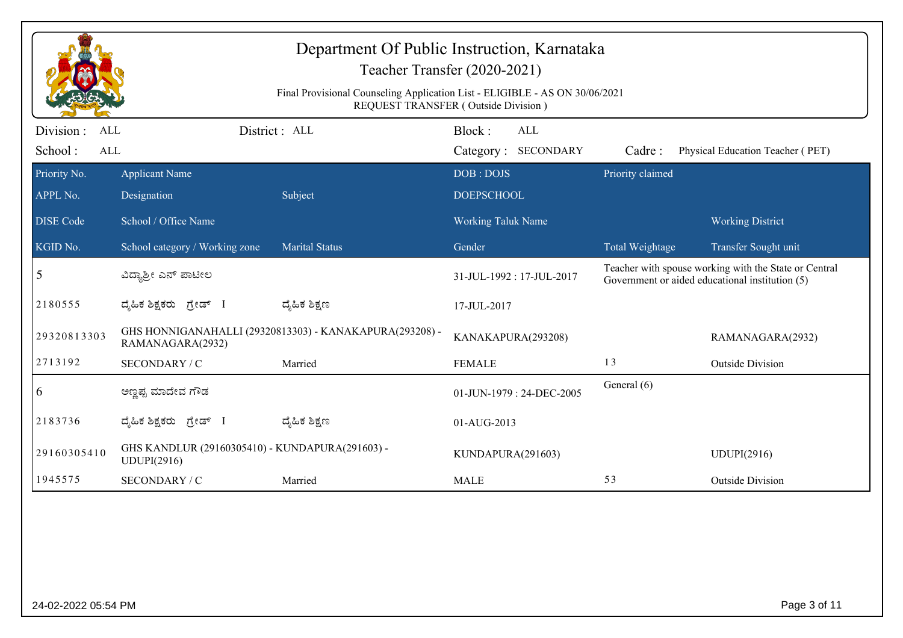# Department Of Public Instruction, Karnataka

## Teacher Transfer (2020-2021)

Final Provisional Counseling Application List - ELIGIBLE - AS ON 30/06/2021
REQUEST TRANSFER ( Outside Division )

| Division : | ALL | District : | ALL | Block : | ALL | | |
|---|---|---|---|---|---|---|---|
| School : | ALL | | | Category : | SECONDARY | Cadre : | Physical Education Teacher ( PET) |

| Priority No. | Applicant Name | | DOB : DOJS | Priority claimed | |
|---|---|---|---|---|---|
| APPL No. | Designation | Subject | DOEPSCHOOL | | |
| DISE Code | School / Office Name | | Working Taluk Name | | Working District |
| KGID No. | School category / Working zone | Marital Status | Gender | Total Weightage | Transfer Sought unit |
| 5 | ವಿದ್ಯಾಶ್ರೀ ಎನ್ ಪಾಟೀಲ | | 31-JUL-1992 : 17-JUL-2017 | Teacher with spouse working with the State or Central Government or aided educational institution (5) | |
| 2180555 | ದೈಹಿಕ ಶಿಕ್ಷಕರು ಗ್ರೇಡ್ I | ದೈಹಿಕ ಶಿಕ್ಷಣ | 17-JUL-2017 | | |
| 29320813303 | GHS HONNIGANAHALLI (29320813303) - KANAKAPURA(293208) - RAMANAGARA(2932) | | KANAKAPURA(293208) | | RAMANAGARA(2932) |
| 2713192 | SECONDARY / C | Married | FEMALE | 13 | Outside Division |
| 6 | ಅಣ್ಣಪ್ಪ ಮಾದೇವ ಗೌಡ | | 01-JUN-1979 : 24-DEC-2005 | General (6) | |
| 2183736 | ದೈಹಿಕ ಶಿಕ್ಷಕರು ಗ್ರೇಡ್ I | ದೈಹಿಕ ಶಿಕ್ಷಣ | 01-AUG-2013 | | |
| 29160305410 | GHS KANDLUR (29160305410) - KUNDAPURA(291603) - UDUPI(2916) | | KUNDAPURA(291603) | | UDUPI(2916) |
| 1945575 | SECONDARY / C | Married | MALE | 53 | Outside Division |

24-02-2022 05:54 PM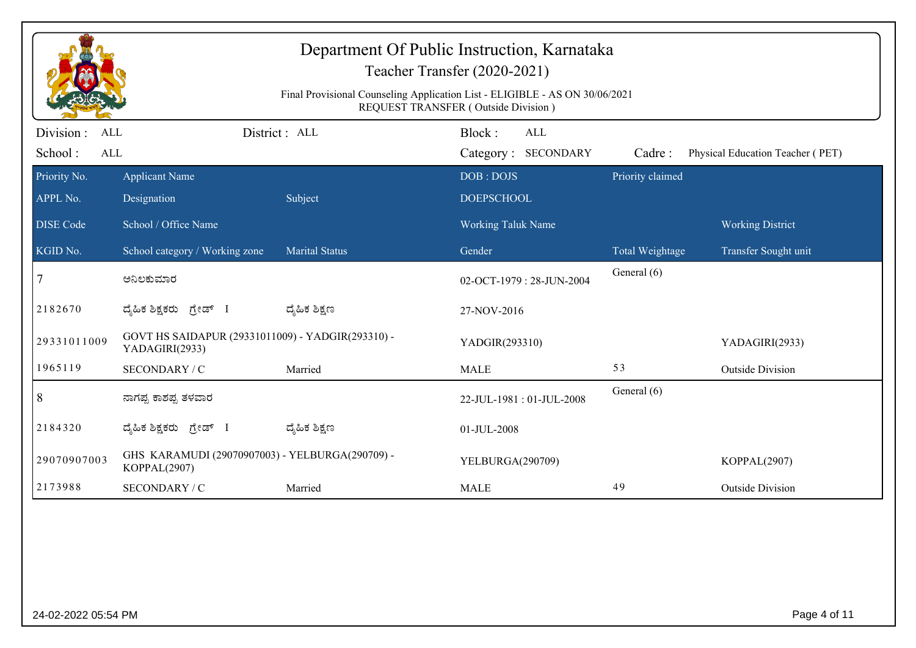# Department Of Public Instruction, Karnataka

## Teacher Transfer (2020-2021)

Final Provisional Counseling Application List - ELIGIBLE - AS ON 30/06/2021
REQUEST TRANSFER ( Outside Division )

Division : ALL | District : ALL | Block : ALL
School : ALL | Category : SECONDARY | Cadre : Physical Education Teacher ( PET)

| Priority No. / APPL No. / DISE Code / KGID No. | Applicant Name / Designation / School / Office Name / School category / Working zone | Subject / Marital Status | DOB : DOJS / DOEPSCHOOL / Working Taluk Name / Gender | Priority claimed / Total Weightage | Working District / Transfer Sought unit |
|---|---|---|---|---|---|
| 7 | ಅನಿಲಕುಮಾರ | | 02-OCT-1979 : 28-JUN-2004 | General (6) | |
| 2182670 | ದೈಹಿಕ ಶಿಕ್ಷಕರು ಗ್ರೇಡ್ I | ದೈಹಿಕ ಶಿಕ್ಷಣ | 27-NOV-2016 | | |
| 29331011009 | GOVT HS SAIDAPUR (29331011009) - YADGIR(293310) - YADAGIRI(2933) | | YADGIR(293310) | | YADAGIRI(2933) |
| 1965119 | SECONDARY / C | Married | MALE | 53 | Outside Division |
| 8 | ನಾಗಪ್ಪ ಕಾಶಪ್ಪ ತಳವಾರ | | 22-JUL-1981 : 01-JUL-2008 | General (6) | |
| 2184320 | ದೈಹಿಕ ಶಿಕ್ಷಕರು ಗ್ರೇಡ್ I | ದೈಹಿಕ ಶಿಕ್ಷಣ | 01-JUL-2008 | | |
| 29070907003 | GHS KARAMUDI (29070907003) - YELBURGA(290709) - KOPPAL(2907) | | YELBURGA(290709) | | KOPPAL(2907) |
| 2173988 | SECONDARY / C | Married | MALE | 49 | Outside Division |

24-02-2022 05:54 PM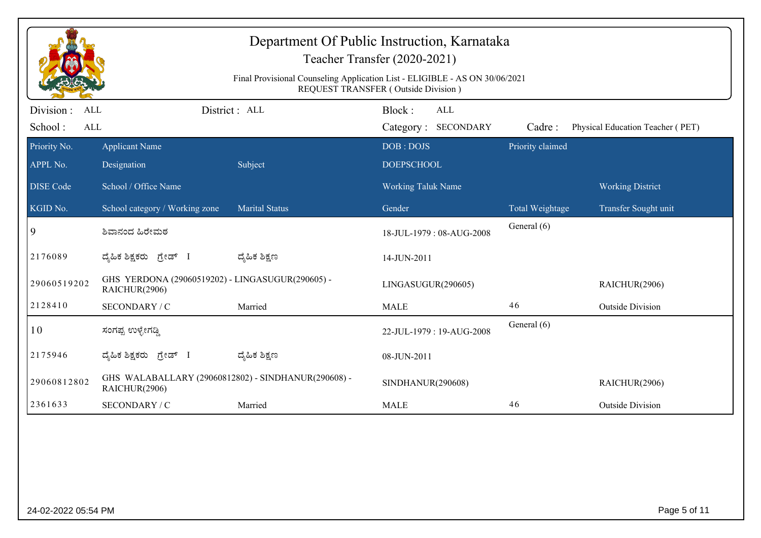# Department Of Public Instruction, Karnataka

## Teacher Transfer (2020-2021)

Final Provisional Counseling Application List - ELIGIBLE - AS ON 30/06/2021
REQUEST TRANSFER ( Outside Division )

Division : ALL    District : ALL    Block : ALL
School : ALL    Category : SECONDARY    Cadre : Physical Education Teacher ( PET)

| Priority No. | Applicant Name | | DOB : DOJS | Priority claimed | |
|---|---|---|---|---|---|
| APPL No. | Designation | Subject | DOEPSCHOOL | | |
| DISE Code | School / Office Name | | Working Taluk Name | | Working District |
| KGID No. | School category / Working zone | Marital Status | Gender | Total Weightage | Transfer Sought unit |
| 9 | ಶಿವಾನಂದ ಹಿರೇಮಠ | | 18-JUL-1979 : 08-AUG-2008 | General (6) | |
| 2176089 | ದೈಹಿಕ ಶಿಕ್ಷಕರು ಗ್ರೇಡ್ I | ದೈಹಿಕ ಶಿಕ್ಷಣ | 14-JUN-2011 | | |
| 29060519202 | GHS YERDONA (29060519202) - LINGASUGUR(290605) - RAICHUR(2906) | | LINGASUGUR(290605) | | RAICHUR(2906) |
| 2128410 | SECONDARY / C | Married | MALE | 46 | Outside Division |
| 10 | ಸಂಗಪ್ಪ ಉಳ್ಳೇಗಡ್ಡಿ | | 22-JUL-1979 : 19-AUG-2008 | General (6) | |
| 2175946 | ದೈಹಿಕ ಶಿಕ್ಷಕರು ಗ್ರೇಡ್ I | ದೈಹಿಕ ಶಿಕ್ಷಣ | 08-JUN-2011 | | |
| 29060812802 | GHS WALABALLARY (29060812802) - SINDHANUR(290608) - RAICHUR(2906) | | SINDHANUR(290608) | | RAICHUR(2906) |
| 2361633 | SECONDARY / C | Married | MALE | 46 | Outside Division |

24-02-2022 05:54 PM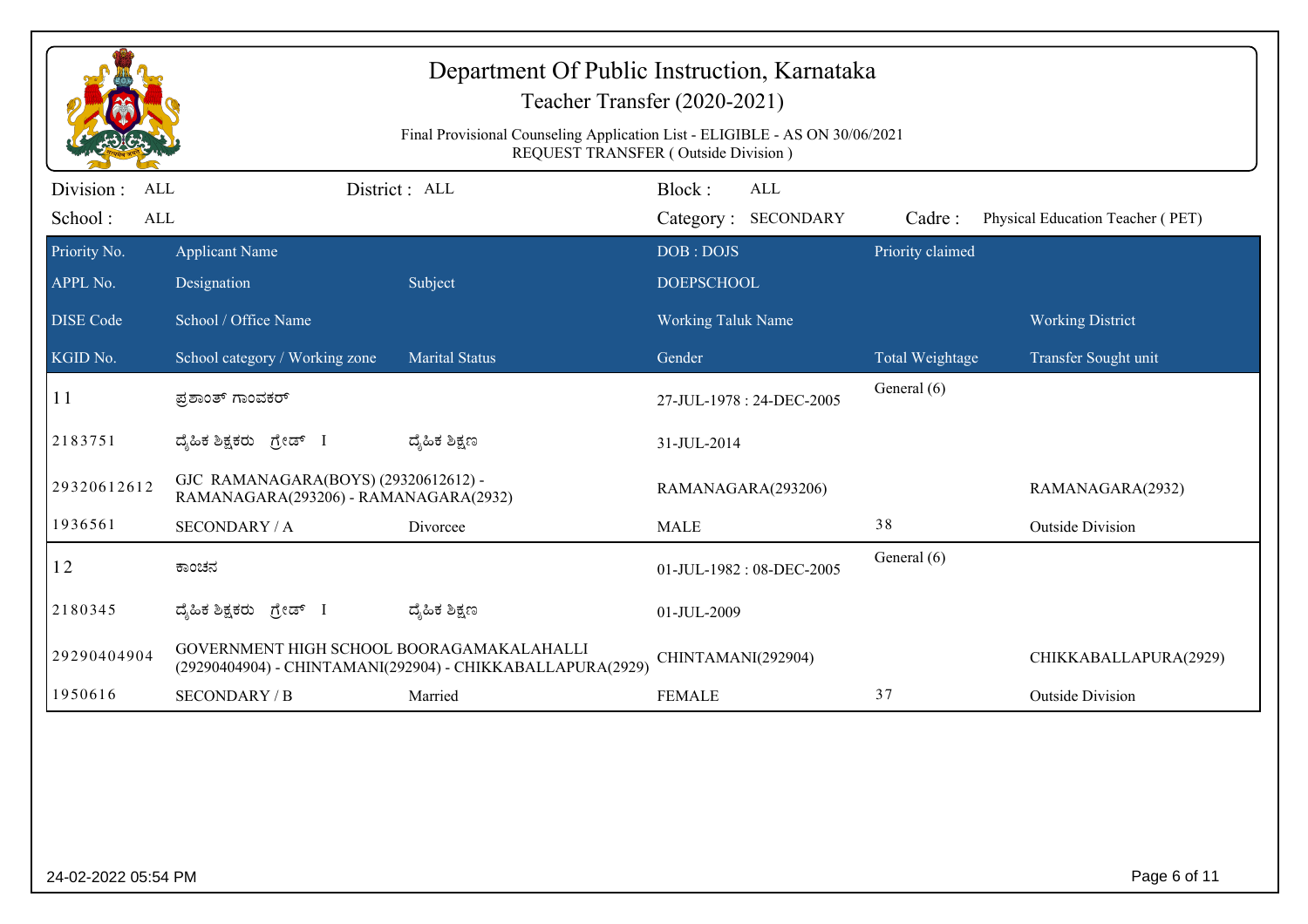# Department Of Public Instruction, Karnataka

## Teacher Transfer (2020-2021)

Final Provisional Counseling Application List - ELIGIBLE - AS ON 30/06/2021
REQUEST TRANSFER ( Outside Division )

Division : ALL　　District : ALL　　Block : ALL

School : ALL　　Category : SECONDARY　　Cadre : Physical Education Teacher ( PET)

| Priority No. / APPL No. / DISE Code / KGID No. | Applicant Name / Designation / School / Office Name / School category / Working zone | Subject / Marital Status | DOB : DOJS / DOEPSCHOOL / Working Taluk Name / Gender | Priority claimed / Total Weightage | Working District / Transfer Sought unit |
|---|---|---|---|---|---|
| 11 | ಪ್ರಶಾಂತ್ ಗಾಂವಕರ್ | | 27-JUL-1978 : 24-DEC-2005 | General (6) | |
| 2183751 | ದೈಹಿಕ ಶಿಕ್ಷಕರು ಗ್ರೇಡ್ I | ದೈಹಿಕ ಶಿಕ್ಷಣ | 31-JUL-2014 | | |
| 29320612612 | GJC RAMANAGARA(BOYS) (29320612612) - RAMANAGARA(293206) - RAMANAGARA(2932) | | RAMANAGARA(293206) | | RAMANAGARA(2932) |
| 1936561 | SECONDARY / A | Divorcee | MALE | 38 | Outside Division |
| 12 | ಕಾಂಚನ | | 01-JUL-1982 : 08-DEC-2005 | General (6) | |
| 2180345 | ದೈಹಿಕ ಶಿಕ್ಷಕರು ಗ್ರೇಡ್ I | ದೈಹಿಕ ಶಿಕ್ಷಣ | 01-JUL-2009 | | |
| 29290404904 | GOVERNMENT HIGH SCHOOL BOORAGAMAKALAHALLI (29290404904) - CHINTAMANI(292904) - CHIKKABALLAPURA(2929) | | CHINTAMANI(292904) | | CHIKKABALLAPURA(2929) |
| 1950616 | SECONDARY / B | Married | FEMALE | 37 | Outside Division |

24-02-2022 05:54 PM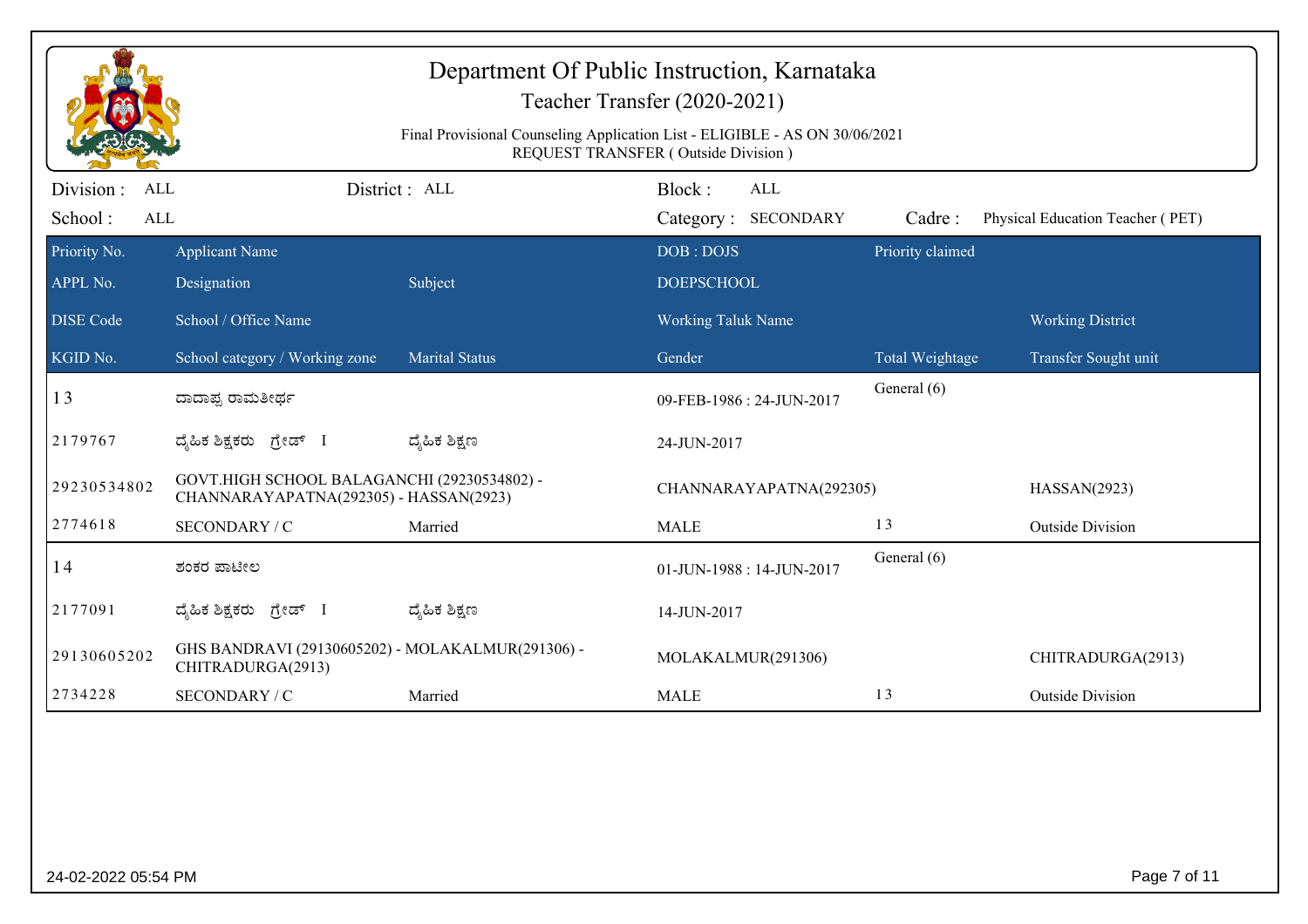# Department Of Public Instruction, Karnataka

Teacher Transfer (2020-2021)

Final Provisional Counseling Application List - ELIGIBLE - AS ON 30/06/2021

REQUEST TRANSFER ( Outside Division )

Division : ALL | District : ALL | Block : ALL

School : ALL | Category : SECONDARY | Cadre : Physical Education Teacher ( PET)

| Priority No. / APPL No. / DISE Code / KGID No. | Applicant Name / Designation / School / Office Name / School category / Working zone | Subject / Marital Status | DOB : DOJS / DOEPSCHOOL / Working Taluk Name / Gender | Priority claimed / Total Weightage | Working District / Transfer Sought unit |
|---|---|---|---|---|---|
| 13 | ದಾದಾಪ್ಪ ರಾಮತೀರ್ಥ | | 09-FEB-1986 : 24-JUN-2017 | General (6) | |
| 2179767 | ದೈಹಿಕ ಶಿಕ್ಷಕರು ಗ್ರೇಡ್ I | ದೈಹಿಕ ಶಿಕ್ಷಣ | 24-JUN-2017 | | |
| 29230534802 | GOVT.HIGH SCHOOL BALAGANCHI (29230534802) - CHANNARAYAPATNA(292305) - HASSAN(2923) | | CHANNARAYAPATNA(292305) | | HASSAN(2923) |
| 2774618 | SECONDARY / C | Married | MALE | 13 | Outside Division |
| 14 | ಶಂಕರ ಪಾಟೀಲ | | 01-JUN-1988 : 14-JUN-2017 | General (6) | |
| 2177091 | ದೈಹಿಕ ಶಿಕ್ಷಕರು ಗ್ರೇಡ್ I | ದೈಹಿಕ ಶಿಕ್ಷಣ | 14-JUN-2017 | | |
| 29130605202 | GHS BANDRAVI (29130605202) - MOLAKALMUR(291306) - CHITRADURGA(2913) | | MOLAKALMUR(291306) | | CHITRADURGA(2913) |
| 2734228 | SECONDARY / C | Married | MALE | 13 | Outside Division |

24-02-2022 05:54 PM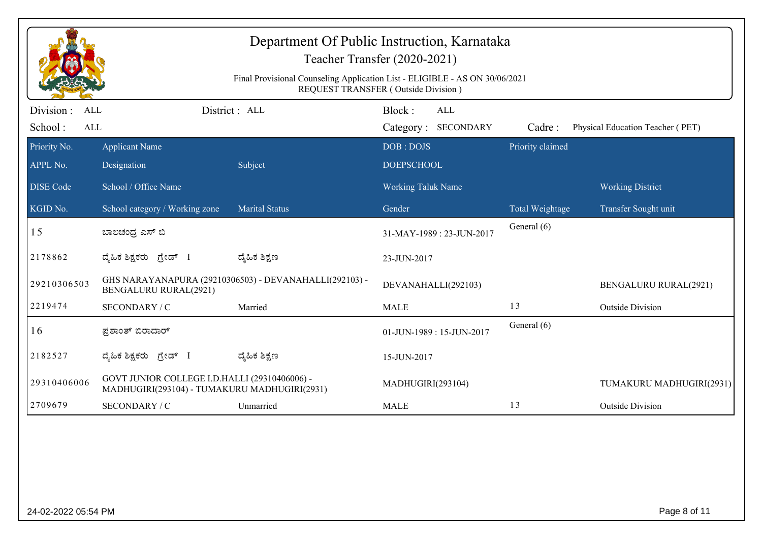# Department Of Public Instruction, Karnataka

Teacher Transfer (2020-2021)

Final Provisional Counseling Application List - ELIGIBLE - AS ON 30/06/2021

REQUEST TRANSFER ( Outside Division )

Division : ALL District : ALL Block : ALL

School : ALL Category : SECONDARY Cadre : Physical Education Teacher ( PET)

| Priority No. / APPL No. / DISE Code / KGID No. | Applicant Name / Designation / School / Office Name / School category / Working zone | Subject / Marital Status | DOB : DOJS / DOEPSCHOOL / Working Taluk Name / Gender | Priority claimed / Total Weightage | Working District / Transfer Sought unit |
|---|---|---|---|---|---|
| 15 | ಬಾಲಚಂದ್ರ ಎಸ್ ಬಿ | | 31-MAY-1989 : 23-JUN-2017 | General (6) | |
| 2178862 | ದೈಹಿಕ ಶಿಕ್ಷಕರು ಗ್ರೇಡ್ I | ದೈಹಿಕ ಶಿಕ್ಷಣ | 23-JUN-2017 | | |
| 29210306503 | GHS NARAYANAPURA (29210306503) - DEVANAHALLI(292103) - BENGALURU RURAL(2921) | | DEVANAHALLI(292103) | | BENGALURU RURAL(2921) |
| 2219474 | SECONDARY / C | Married | MALE | 13 | Outside Division |
| 16 | ಪ್ರಶಾಂತ್ ಬಿರಾದಾರ್ | | 01-JUN-1989 : 15-JUN-2017 | General (6) | |
| 2182527 | ದೈಹಿಕ ಶಿಕ್ಷಕರು ಗ್ರೇಡ್ I | ದೈಹಿಕ ಶಿಕ್ಷಣ | 15-JUN-2017 | | |
| 29310406006 | GOVT JUNIOR COLLEGE I.D.HALLI (29310406006) - MADHUGIRI(293104) - TUMAKURU MADHUGIRI(2931) | | MADHUGIRI(293104) | | TUMAKURU MADHUGIRI(2931) |
| 2709679 | SECONDARY / C | Unmarried | MALE | 13 | Outside Division |

24-02-2022 05:54 PM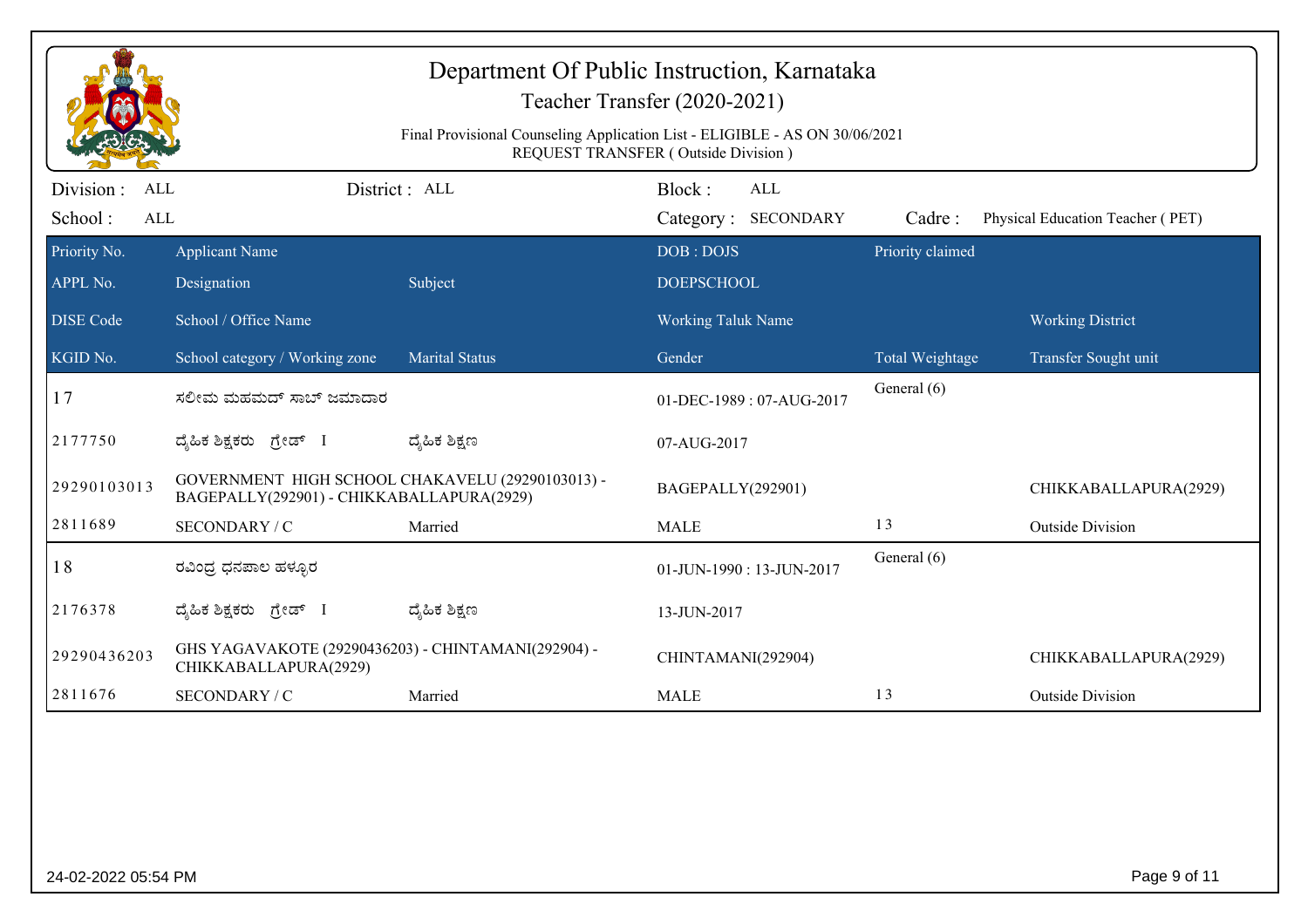# Department Of Public Instruction, Karnataka

## Teacher Transfer (2020-2021)

Final Provisional Counseling Application List - ELIGIBLE - AS ON 30/06/2021

REQUEST TRANSFER ( Outside Division )

Division : ALL　　District : ALL　　Block : ALL

School : ALL　　Category : SECONDARY　　Cadre : Physical Education Teacher ( PET)

| Priority No. / APPL No. / DISE Code / KGID No. | Applicant Name / Designation / School / Office Name / School category / Working zone | Subject / Marital Status | DOB : DOJS / DOEPSCHOOL / Working Taluk Name / Gender | Priority claimed / Total Weightage | Working District / Transfer Sought unit |
|---|---|---|---|---|---|
| 17 | ಸಲೀಮ ಮಹಮದ್ ಸಾಬ್ ಜಮಾದಾರ | | 01-DEC-1989 : 07-AUG-2017 | General (6) | |
| 2177750 | ದೈಹಿಕ ಶಿಕ್ಷಕರು ಗ್ರೇಡ್ I | ದೈಹಿಕ ಶಿಕ್ಷಣ | 07-AUG-2017 | | |
| 29290103013 | GOVERNMENT HIGH SCHOOL CHAKAVELU (29290103013) - BAGEPALLY(292901) - CHIKKABALLAPURA(2929) | | BAGEPALLY(292901) | | CHIKKABALLAPURA(2929) |
| 2811689 | SECONDARY / C | Married | MALE | 13 | Outside Division |
| 18 | ರವಿಂದ್ರ ಧನಪಾಲ ಹಳ್ಳೂರ | | 01-JUN-1990 : 13-JUN-2017 | General (6) | |
| 2176378 | ದೈಹಿಕ ಶಿಕ್ಷಕರು ಗ್ರೇಡ್ I | ದೈಹಿಕ ಶಿಕ್ಷಣ | 13-JUN-2017 | | |
| 29290436203 | GHS YAGAVAKOTE (29290436203) - CHINTAMANI(292904) - CHIKKABALLAPURA(2929) | | CHINTAMANI(292904) | | CHIKKABALLAPURA(2929) |
| 2811676 | SECONDARY / C | Married | MALE | 13 | Outside Division |

24-02-2022 05:54 PM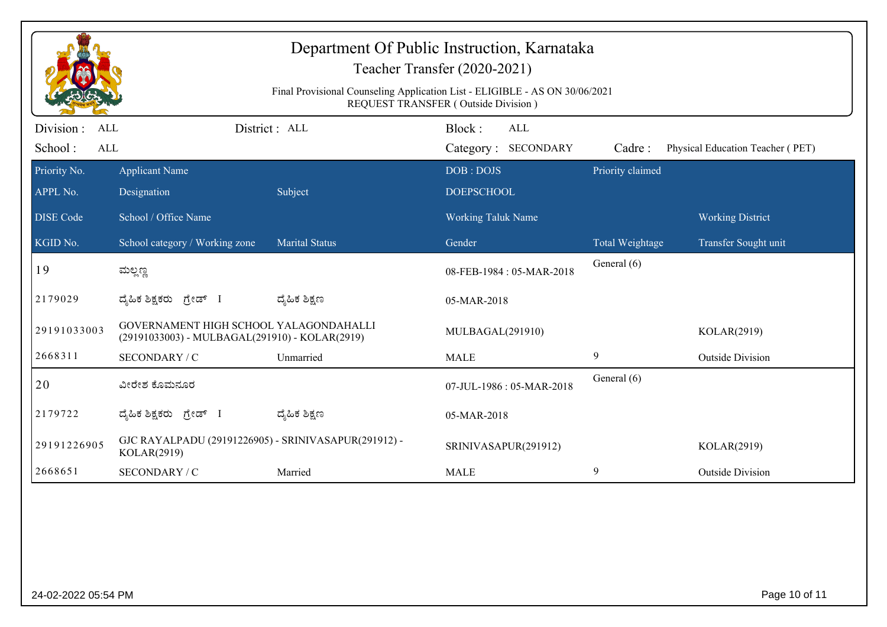# Department Of Public Instruction, Karnataka

Teacher Transfer (2020-2021)

Final Provisional Counseling Application List - ELIGIBLE - AS ON 30/06/2021
REQUEST TRANSFER ( Outside Division )

Division : ALL District : ALL Block : ALL

School : ALL Category : SECONDARY Cadre : Physical Education Teacher ( PET)

| Priority No. / APPL No. / DISE Code / KGID No. | Applicant Name / Designation / School / Office Name / School category / Working zone | Subject / Marital Status | DOB : DOJS / DOEPSCHOOL / Working Taluk Name / Gender | Priority claimed / Total Weightage | Working District / Transfer Sought unit |
|---|---|---|---|---|---|
| 19 | ಮಲ್ಲಣ್ಣ | | 08-FEB-1984 : 05-MAR-2018 | General (6) | |
| 2179029 | ದೈಹಿಕ ಶಿಕ್ಷಕರು ಗ್ರೇಡ್ I | ದೈಹಿಕ ಶಿಕ್ಷಣ | 05-MAR-2018 | | |
| 29191033003 | GOVERNAMENT HIGH SCHOOL YALAGONDAHALLI (29191033003) - MULBAGAL(291910) - KOLAR(2919) | | MULBAGAL(291910) | | KOLAR(2919) |
| 2668311 | SECONDARY / C | Unmarried | MALE | 9 | Outside Division |
| 20 | ವೀರೇಶ ಕೊಮನೂರ | | 07-JUL-1986 : 05-MAR-2018 | General (6) | |
| 2179722 | ದೈಹಿಕ ಶಿಕ್ಷಕರು ಗ್ರೇಡ್ I | ದೈಹಿಕ ಶಿಕ್ಷಣ | 05-MAR-2018 | | |
| 29191226905 | GJC RAYALPADU (29191226905) - SRINIVASAPUR(291912) - KOLAR(2919) | | SRINIVASAPUR(291912) | | KOLAR(2919) |
| 2668651 | SECONDARY / C | Married | MALE | 9 | Outside Division |

24-02-2022 05:54 PM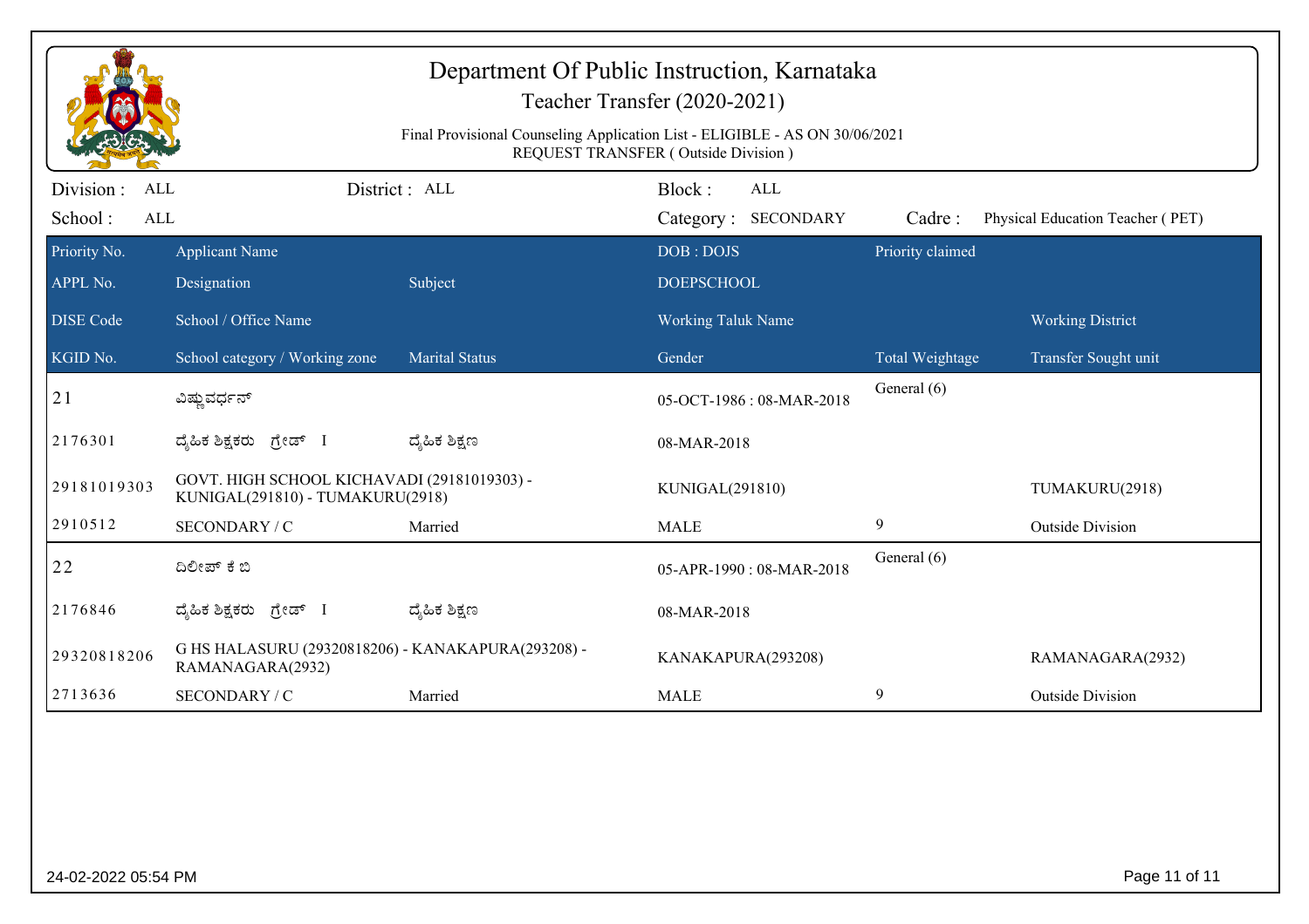# Department Of Public Instruction, Karnataka

## Teacher Transfer (2020-2021)

Final Provisional Counseling Application List - ELIGIBLE - AS ON 30/06/2021

REQUEST TRANSFER ( Outside Division )

Division : ALL | District : ALL | Block : ALL

School : ALL | Category : SECONDARY | Cadre : Physical Education Teacher ( PET)

| Priority No. / APPL No. / DISE Code / KGID No. | Applicant Name / Designation / School / Office Name / School category / Working zone | Subject / Marital Status | DOB : DOJS / DOEPSCHOOL / Working Taluk Name / Gender | Priority claimed / Total Weightage | Working District / Transfer Sought unit |
|---|---|---|---|---|---|
| 21 | ವಿಷ್ಣುವರ್ಧನ್ | | 05-OCT-1986 : 08-MAR-2018 | General (6) | |
| 2176301 | ದೈಹಿಕ ಶಿಕ್ಷಕರು ಗ್ರೇಡ್ I | ದೈಹಿಕ ಶಿಕ್ಷಣ | 08-MAR-2018 | | |
| 29181019303 | GOVT. HIGH SCHOOL KICHAVADI (29181019303) - KUNIGAL(291810) - TUMAKURU(2918) | | KUNIGAL(291810) | | TUMAKURU(2918) |
| 2910512 | SECONDARY / C | Married | MALE | 9 | Outside Division |
| 22 | ದಿಲೀಪ್ ಕೆ ಬಿ | | 05-APR-1990 : 08-MAR-2018 | General (6) | |
| 2176846 | ದೈಹಿಕ ಶಿಕ್ಷಕರು ಗ್ರೇಡ್ I | ದೈಹಿಕ ಶಿಕ್ಷಣ | 08-MAR-2018 | | |
| 29320818206 | G HS HALASURU (29320818206) - KANAKAPURA(293208) - RAMANAGARA(2932) | | KANAKAPURA(293208) | | RAMANAGARA(2932) |
| 2713636 | SECONDARY / C | Married | MALE | 9 | Outside Division |

24-02-2022 05:54 PM